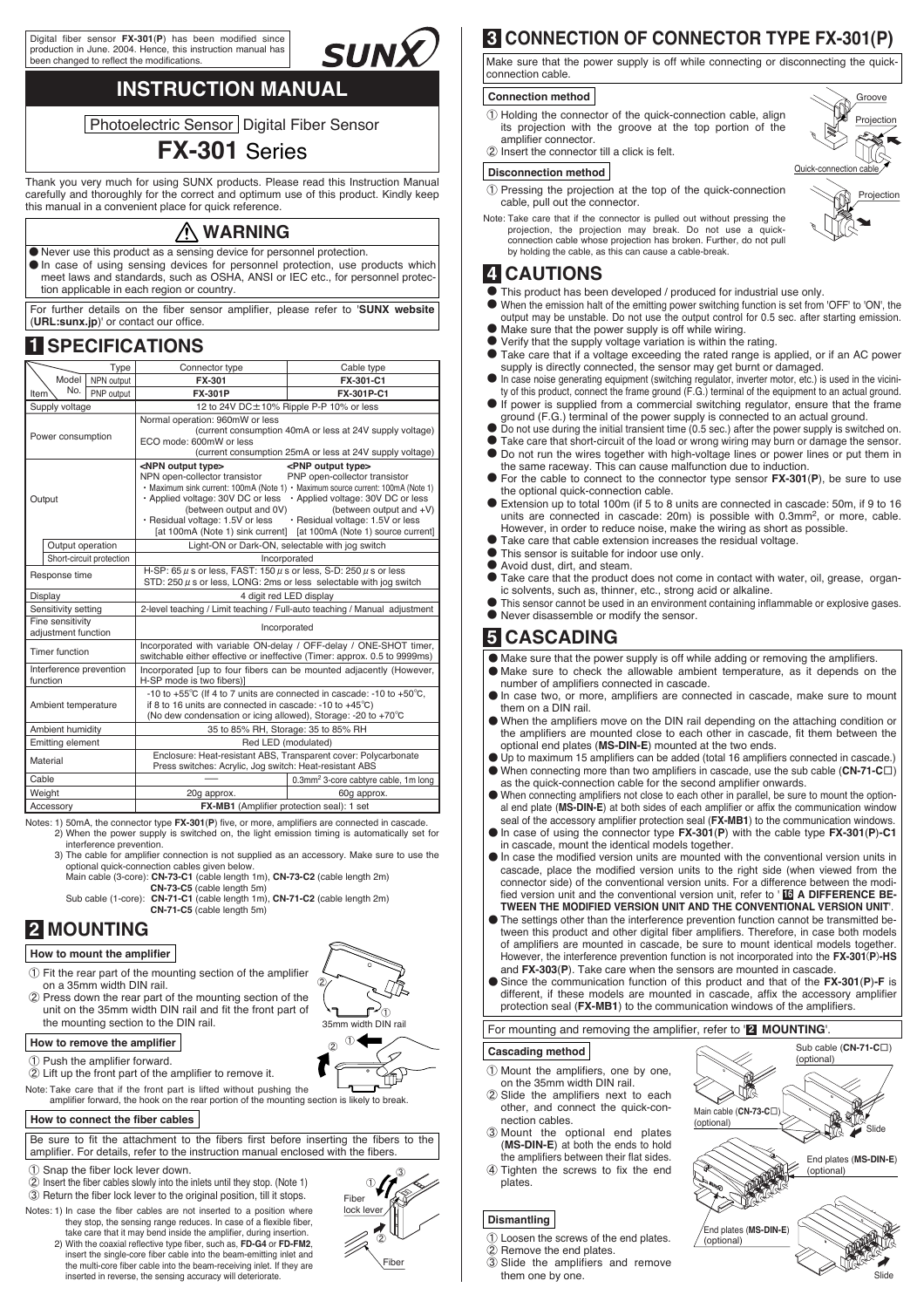Digital fiber sensor **FX-301(P)** has been modified since production in June. 2004. Hence, this instruction manual has been changed to reflect the modifications.

SUNX

# INSTRUCTION MANUAL

Photoelectric Sensor | Digital Fiber Sensor

# FX-301 Series

Thank you very much for using SUNX products. Please read this Instruction Manual carefully and thoroughly for the correct and optimum use of this product. Kindly keep this manual in a convenient place for quick reference.

## ⚠ WARNING

- Never use this product as a sensing device for personnel protection.
- In case of using sensing devices for personnel protection, use products which meet laws and standards, such as OSHA, ANSI or IEC etc., for personnel protection applicable in each region or country.

For further details on the fiber sensor amplifier, please refer to '**SUNX website** (**URL:sunx.jp**)' or contact our office.

## 1 SPECIFICATIONS

| Item \ Type | | Connector type | Cable type |
|---|---|---|---|
| Model No. | NPN output | **FX-301** | **FX-301-C1** |
| | PNP output | **FX-301P** | **FX-301P-C1** |
| Supply voltage | | 12 to 24V DC±10% Ripple P-P 10% or less | |
| Power consumption | | Normal operation: 960mW or less (current consumption 40mA or less at 24V supply voltage) ECO mode: 600mW or less (current consumption 25mA or less at 24V supply voltage) | |
| Output | | <NPN output type> NPN open-collector transistor • Maximum sink current: 100mA (Note 1) • Applied voltage: 30V DC or less (between output and 0V) • Residual voltage: 1.5V or less [at 100mA (Note 1) sink current] | <PNP output type> PNP open-collector transistor • Maximum source current: 100mA (Note 1) • Applied voltage: 30V DC or less (between output and +V) • Residual voltage: 1.5V or less [at 100mA (Note 1) source current] |
| | Output operation | Light-ON or Dark-ON, selectable with jog switch | |
| | Short-circuit protection | Incorporated | |
| Response time | | H-SP: 65 μs or less, FAST: 150 μs or less, S-D: 250 μs or less STD: 250 μs or less, LONG: 2ms or less selectable with jog switch | |
| Display | | 4 digit red LED display | |
| Sensitivity setting | | 2-level teaching / Limit teaching / Full-auto teaching / Manual adjustment | |
| Fine sensitivity adjustment function | | Incorporated | |
| Timer function | | Incorporated with variable ON-delay / OFF-delay / ONE-SHOT timer, switchable either effective or ineffective (Timer: approx. 0.5 to 9999ms) | |
| Interference prevention function | | Incorporated [up to four fibers can be mounted adjacently (However, H-SP mode is two fibers)] | |
| Ambient temperature | | -10 to +55℃ (If 4 to 7 units are connected in cascade: -10 to +50℃, if 8 to 16 units are connected in cascade: -10 to +45℃) (No dew condensation or icing allowed), Storage: -20 to +70℃ | |
| Ambient humidity | | 35 to 85% RH, Storage: 35 to 85% RH | |
| Emitting element | | Red LED (modulated) | |
| Material | | Enclosure: Heat-resistant ABS, Transparent cover: Polycarbonate Press switches: Acrylic, Jog switch: Heat-resistant ABS | |
| Cable | | — | 0.3mm² 3-core cabtyre cable, 1m long |
| Weight | | 20g approx. | 60g approx. |
| Accessory | | **FX-MB1** (Amplifier protection seal): 1 set | |

Notes: 1) 50mA, the connector type **FX-301(P)** five, or more, amplifiers are connected in cascade.
2) When the power supply is switched on, the light emission timing is automatically set for interference prevention.
3) The cable for amplifier connection is not supplied as an accessory. Make sure to use the optional quick-connection cables given below.
Main cable (3-core): **CN-73-C1** (cable length 1m), **CN-73-C2** (cable length 2m) **CN-73-C5** (cable length 5m)
Sub cable (1-core): **CN-71-C1** (cable length 1m), **CN-71-C2** (cable length 2m) **CN-71-C5** (cable length 5m)

## 2 MOUNTING

### How to mount the amplifier

① Fit the rear part of the mounting section of the amplifier on a 35mm width DIN rail.
② Press down the rear part of the mounting section of the unit on the 35mm width DIN rail and fit the front part of the mounting section to the DIN rail.

35mm width DIN rail

### How to remove the amplifier

① Push the amplifier forward.
② Lift up the front part of the amplifier to remove it.

Note: Take care that if the front part is lifted without pushing the amplifier forward, the hook on the rear portion of the mounting section is likely to break.

### How to connect the fiber cables

Be sure to fit the attachment to the fibers first before inserting the fibers to the amplifier. For details, refer to the instruction manual enclosed with the fibers.

① Snap the fiber lock lever down.
② Insert the fiber cables slowly into the inlets until they stop. (Note 1)
③ Return the fiber lock lever to the original position, till it stops.

Notes: 1) In case the fiber cables are not inserted to a position where they stop, the sensing range reduces. In case of a flexible fiber, take care that it may bend inside the amplifier, during insertion.
2) With the coaxial reflective type fiber, such as, **FD-G4** or **FD-FM2**, insert the single-core fiber cable into the beam-emitting inlet and the multi-core fiber cable into the beam-receiving inlet. If they are inserted in reverse, the sensing accuracy will deteriorate.

Fiber lock lever
Fiber

## 3 CONNECTION OF CONNECTOR TYPE FX-301(P)

Make sure that the power supply is off while connecting or disconnecting the quick-connection cable.

### Connection method

① Holding the connector of the quick-connection cable, align its projection with the groove at the top portion of the amplifier connector.
② Insert the connector till a click is felt.

Groove
Projection
Quick-connection cable

### Disconnection method

① Pressing the projection at the top of the quick-connection cable, pull out the connector.

Projection

Note: Take care that if the connector is pulled out without pressing the projection, the projection may break. Do not use a quick-connection cable whose projection has broken. Further, do not pull by holding the cable, as this can cause a cable-break.

## 4 CAUTIONS

- This product has been developed / produced for industrial use only.
- When the emission halt of the emitting power switching function is set from 'OFF' to 'ON', the output may be unstable. Do not use the output control for 0.5 sec. after starting emission.
- Make sure that the power supply is off while wiring.
- Verify that the supply voltage variation is within the rating.
- Take care that if a voltage exceeding the rated range is applied, or if an AC power supply is directly connected, the sensor may get burnt or damaged.
- In case noise generating equipment (switching regulator, inverter motor, etc.) is used in the vicinity of this product, connect the frame ground (F.G.) terminal of the equipment to an actual ground.
- If power is supplied from a commercial switching regulator, ensure that the frame ground (F.G.) terminal of the power supply is connected to an actual ground.
- Do not use during the initial transient time (0.5 sec.) after the power supply is switched on.
- Take care that short-circuit of the load or wrong wiring may burn or damage the sensor.
- Do not run the wires together with high-voltage lines or power lines or put them in the same raceway. This can cause malfunction due to induction.
- For the cable to connect to the connector type sensor **FX-301(P)**, be sure to use the optional quick-connection cable.
- Extension up to total 100m (if 5 to 8 units are connected in cascade: 50m, if 9 to 16 units are connected in cascade: 20m) is possible with 0.3mm², or more, cable. However, in order to reduce noise, make the wiring as short as possible.
- Take care that cable extension increases the residual voltage.
- This sensor is suitable for indoor use only.
- Avoid dust, dirt, and steam.
- Take care that the product does not come in contact with water, oil, grease, organic solvents, such as, thinner, etc., strong acid or alkaline.
- This sensor cannot be used in an environment containing inflammable or explosive gases.
- Never disassemble or modify the sensor.

## 5 CASCADING

- Make sure that the power supply is off while adding or removing the amplifiers.
- Make sure to check the allowable ambient temperature, as it depends on the number of amplifiers connected in cascade.
- In case two, or more, amplifiers are connected in cascade, make sure to mount them on a DIN rail.
- When the amplifiers move on the DIN rail depending on the attaching condition or the amplifiers are mounted close to each other in cascade, fit them between the optional end plates (**MS-DIN-E**) mounted at the two ends.
- Up to maximum 15 amplifiers can be added (total 16 amplifiers connected in cascade.)
- When connecting more than two amplifiers in cascade, use the sub cable (**CN-71-C□**) as the quick-connection cable for the second amplifier onwards.
- When connecting amplifiers not close to each other in parallel, be sure to mount the optional end plate (**MS-DIN-E**) at both sides of each amplifier or affix the communication window seal of the accessory amplifier protection seal (**FX-MB1**) to the communication windows.
- In case of using the connector type **FX-301(P)** with the cable type **FX-301(P)-C1** in cascade, mount the identical models together.
- In case the modified version units are mounted with the conventional version units in cascade, place the modified version units to the right side (when viewed from the connector side) of the conventional version units. For a difference between the modified version unit and the conventional version unit, refer to '**16 A DIFFERENCE BETWEEN THE MODIFIED VERSION UNIT AND THE CONVENTIONAL VERSION UNIT**'.
- The settings other than the interference prevention function cannot be transmitted between this product and other digital fiber amplifiers. Therefore, in case both models of amplifiers are mounted in cascade, be sure to mount identical models together. However, the interference prevention function is not incorporated into the **FX-301(P)-HS** and **FX-303(P)**. Take care when the sensors are mounted in cascade.
- Since the communication function of this product and that of the **FX-301(P)-F** is different, if these models are mounted in cascade, affix the accessory amplifier protection seal (**FX-MB1**) to the communication windows of the amplifiers.

For mounting and removing the amplifier, refer to '**2 MOUNTING**'.

### Cascading method

① Mount the amplifiers, one by one, on the 35mm width DIN rail.
② Slide the amplifiers next to each other, and connect the quick-connection cables.
③ Mount the optional end plates (**MS-DIN-E**) at both the ends to hold the amplifiers between their flat sides.
④ Tighten the screws to fix the end plates.

Sub cable (**CN-71-C□**) (optional)
Main cable (**CN-73-C□**) (optional)
Slide
End plates (**MS-DIN-E**) (optional)

### Dismantling

① Loosen the screws of the end plates.
② Remove the end plates.
③ Slide the amplifiers and remove them one by one.

End plates (**MS-DIN-E**) (optional)
Slide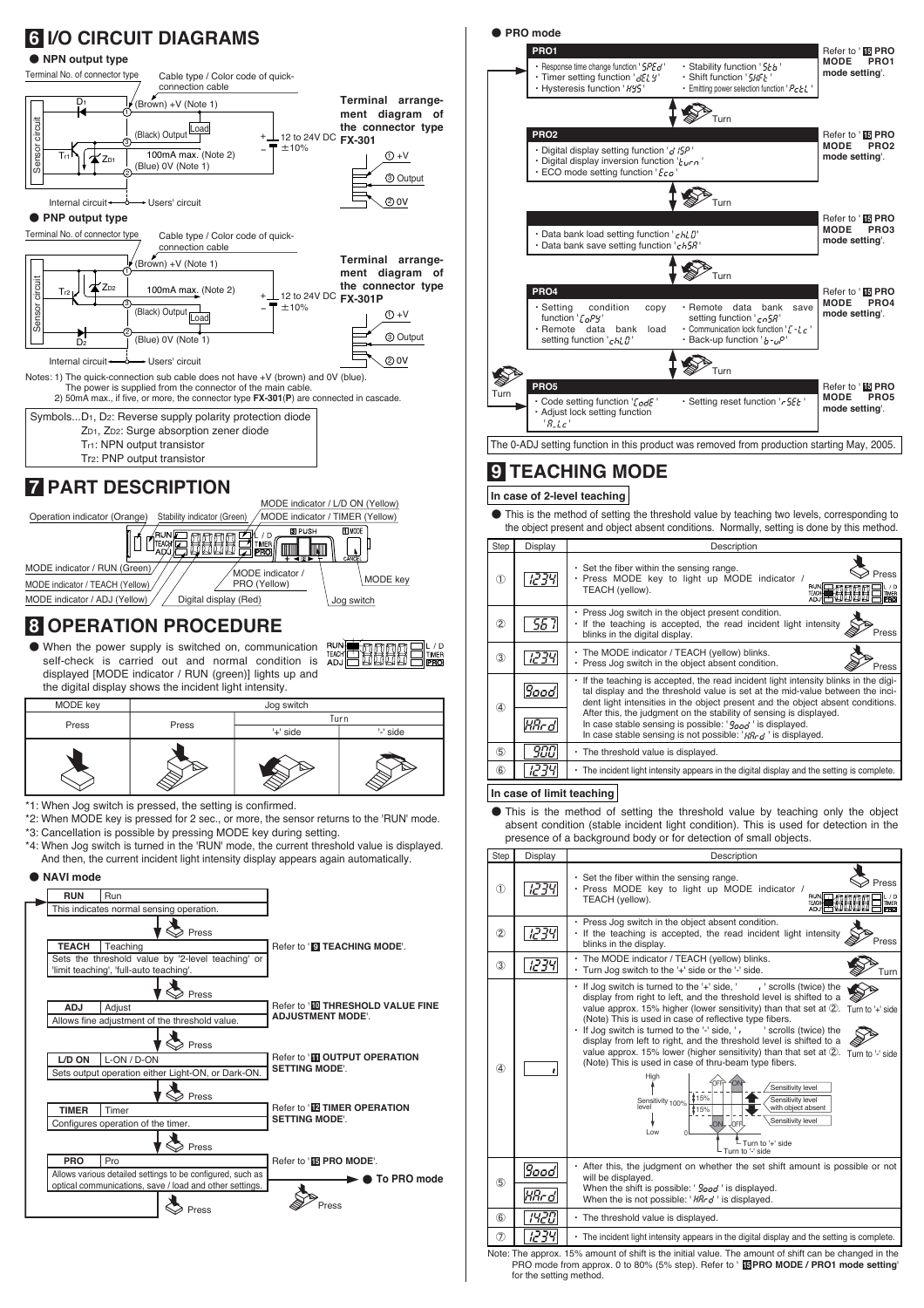## 6 I/O CIRCUIT DIAGRAMS

### ● NPN output type

Terminal No. of connector type — Cable type / Color code of quick-connection cable

- ① (Brown) +V (Note 1)
- ③ (Black) Output — Load
- 100mA max. (Note 2)
- ② (Blue) 0V (Note 1)
- 12 to 24V DC ±10%

Internal circuit ← → Users' circuit

**Terminal arrangement diagram of the connector type FX-301**

- ① +V
- ③ Output
- ② 0V

### ● PNP output type

Terminal No. of connector type — Cable type / Color code of quick-connection cable

- ① (Brown) +V (Note 1)
- 100mA max. (Note 2)
- ③ (Black) Output — Load
- ② (Blue) 0V (Note 1)
- 12 to 24V DC ±10%

Internal circuit ← → Users' circuit

**Terminal arrangement diagram of the connector type FX-301P**

- ① +V
- ③ Output
- ② 0V

Notes: 1) The quick-connection sub cable does not have +V (brown) and 0V (blue). The power is supplied from the connector of the main cable.
2) 50mA max., if five, or more, the connector type **FX-301(P)** are connected in cascade.

Symbols...$D_1$, $D_2$: Reverse supply polarity protection diode
$Z_{D1}$, $Z_{D2}$: Surge absorption zener diode
$Tr_1$: NPN output transistor
$Tr_2$: PNP output transistor

## 7 PART DESCRIPTION

- Operation indicator (Orange)
- Stability indicator (Green)
- MODE indicator / L/D ON (Yellow)
- MODE indicator / TIMER (Yellow)
- MODE indicator / RUN (Green)
- MODE indicator / TEACH (Yellow)
- MODE indicator / ADJ (Yellow)
- Digital display (Red)
- MODE indicator / PRO (Yellow)
- MODE key
- Jog switch

## 8 OPERATION PROCEDURE

● When the power supply is switched on, communication self-check is carried out and normal condition is displayed [MODE indicator / RUN (green)] lights up and the digital display shows the incident light intensity.

| MODE key | Jog switch | | |
|---|---|---|---|
| | | Turn | |
| Press | Press | '+' side | '-' side |

*1: When Jog switch is pressed, the setting is confirmed.
*2: When MODE key is pressed for 2 sec., or more, the sensor returns to the 'RUN' mode.
*3: Cancellation is possible by pressing MODE key during setting.
*4: When Jog switch is turned in the 'RUN' mode, the current threshold value is displayed. And then, the current incident light intensity display appears again automatically.

### ● NAVI mode

- **RUN** Run — This indicates normal sensing operation.
- ↓ Press
- **TEACH** Teaching — Sets the threshold value by '2-level teaching' or 'limit teaching', 'full-auto teaching'. Refer to '9 TEACHING MODE'.
- ↓ Press
- **ADJ** Adjust — Allows fine adjustment of the threshold value. Refer to '10 THRESHOLD VALUE FINE ADJUSTMENT MODE'.
- ↓ Press
- **L/D ON** L-ON / D-ON — Sets output operation either Light-ON, or Dark-ON. Refer to '11 OUTPUT OPERATION SETTING MODE'.
- ↓ Press
- **TIMER** Timer — Configures operation of the timer. Refer to '12 TIMER OPERATION SETTING MODE'.
- ↓ Press
- **PRO** Pro — Allows various detailed settings to be configured, such as optical communications, save / load and other settings. Refer to '13 PRO MODE'. → ● To PRO mode (Press)
- ↓ Press

### ● PRO mode

- **PRO1**
  - Response time change function 'SPEd'
  - Timer setting function 'dELY'
  - Hysteresis function 'HYS'
  - Stability function 'Stb'
  - Shift function 'SHFt'
  - Emitting power selection function 'PctL'
  - Refer to '13 PRO MODE PRO1 mode setting'.
- ↕ Turn
- **PRO2**
  - Digital display setting function 'dISP'
  - Digital display inversion function 'turn'
  - ECO mode setting function 'Eco'
  - Refer to '13 PRO MODE PRO2 mode setting'.
- ↕ Turn
- **PRO3**
  - Data bank load setting function 'chLD'
  - Data bank save setting function 'chSA'
  - Refer to '13 PRO MODE PRO3 mode setting'.
- ↕ Turn
- **PRO4**
  - Setting condition copy function 'CoPY'
  - Remote data bank load setting function 'chLD'
  - Remote data bank save setting function 'cnSA'
  - Communication lock function 'C-Lc'
  - Back-up function 'b-uP'
  - Refer to '13 PRO MODE PRO4 mode setting'.
- ↕ Turn
- **PRO5**
  - Code setting function 'CodE'
  - Adjust lock setting function 'A.Lc'
  - Setting reset function 'rSEt'
  - Refer to '13 PRO MODE PRO5 mode setting'.

The 0-ADJ setting function in this product was removed from production starting May, 2005.

## 9 TEACHING MODE

### In case of 2-level teaching

● This is the method of setting the threshold value by teaching two levels, corresponding to the object present and object absent conditions. Normally, setting is done by this method.

| Step | Display | Description |
|---|---|---|
| ① | 1234 | • Set the fiber within the sensing range.<br>• Press MODE key to light up MODE indicator / TEACH (yellow). (Press) |
| ② | 567 | • Press Jog switch in the object present condition.<br>• If the teaching is accepted, the read incident light intensity blinks in the digital display. (Press) |
| ③ | 1234 | • The MODE indicator / TEACH (yellow) blinks.<br>• Press Jog switch in the object absent condition. (Press) |
| ④ | Good / HArd | • If the teaching is accepted, the read incident light intensity blinks in the digital display and the threshold value is set at the mid-value between the incident light intensities in the object present and the object absent conditions. After this, the judgment on the stability of sensing is displayed.<br>In case stable sensing is possible: 'Good' is displayed.<br>In case stable sensing is not possible: 'HArd' is displayed. |
| ⑤ | 900 | • The threshold value is displayed. |
| ⑥ | 1234 | • The incident light intensity appears in the digital display and the setting is complete. |

### In case of limit teaching

● This is the method of setting the threshold value by teaching only the object absent condition (stable incident light condition). This is used for detection in the presence of a background body or for detection of small objects.

| Step | Display | Description |
|---|---|---|
| ① | 1234 | • Set the fiber within the sensing range.<br>• Press MODE key to light up MODE indicator / TEACH (yellow). (Press) |
| ② | 1234 | • Press Jog switch in the object absent condition.<br>• If the teaching is accepted, the read incident light intensity blinks in the display. (Press) |
| ③ | 1234 | • The MODE indicator / TEACH (yellow) blinks.<br>• Turn Jog switch to the '+' side or the '-' side. (Turn) |
| ④ | ' | • If Jog switch is turned to the '+' side, ' ' scrolls (twice) the display from right to left, and the threshold level is shifted to a value approx. 15% higher (lower sensitivity) than that set at ②. (Note) This is used in case of reflective type fibers. (Turn to '+' side)<br>• If Jog switch is turned to the '-' side, ' ' scrolls (twice) the display from left to right, and the threshold level is shifted to a value approx. 15% lower (higher sensitivity) than that set at ②. (Note) This is used in case of thru-beam type fibers. (Turn to '-' side)<br>[Diagram: Sensitivity level High / 100% / Low; ±15%; Sensitivity level, Sensitivity level with object absent; ON/OFF; Turn to '+' side; Turn to '-' side] |
| ⑤ | Good / HArd | • After this, the judgment on whether the set shift amount is possible or not will be displayed.<br>When the shift is possible: 'Good' is displayed.<br>When the is not possible: 'HArd' is displayed. |
| ⑥ | 1420 | • The threshold value is displayed. |
| ⑦ | 1234 | • The incident light intensity appears in the digital display and the setting is complete. |

Note: The approx. 15% amount of shift is the initial value. The amount of shift can be changed in the PRO mode from approx. 0 to 80% (5% step). Refer to '13 PRO MODE / PRO1 mode setting' for the setting method.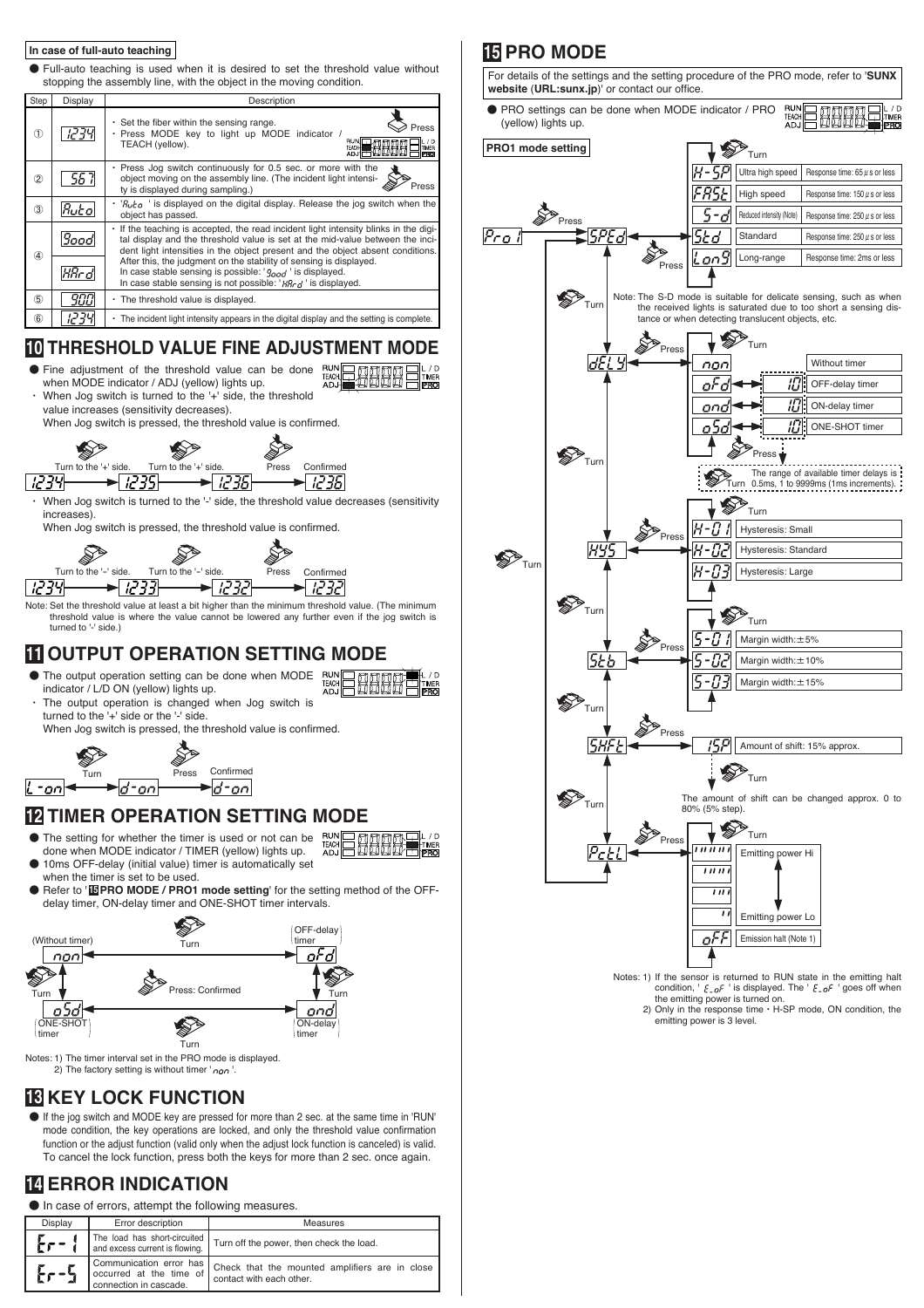**In case of full-auto teaching**

● Full-auto teaching is used when it is desired to set the threshold value without stopping the assembly line, with the object in the moving condition.

| Step | Display | Description |
|---|---|---|
| ① | 1234 | ・Set the fiber within the sensing range. ・Press MODE key to light up MODE indicator / TEACH (yellow). |
| ② | 567 | ・Press Jog switch continuously for 0.5 sec. or more with the object moving on the assembly line. (The incident light intensity is displayed during sampling.) |
| ③ | Auto | ・'Auto' is displayed on the digital display. Release the jog switch when the object has passed. |
| ④ | Good / HArd | ・If the teaching is accepted, the read incident light intensity blinks in the digital display and the threshold value is set at the mid-value between the incident light intensities in the object present and the object absent conditions. After this, the judgment on the stability of sensing is displayed. In case stable sensing is possible: 'good' is displayed. In case stable sensing is not possible: 'HArd' is displayed. |
| ⑤ | 900 | ・The threshold value is displayed. |
| ⑥ | 1234 | ・The incident light intensity appears in the digital display and the setting is complete. |

## 10 THRESHOLD VALUE FINE ADJUSTMENT MODE

● Fine adjustment of the threshold value can be done when MODE indicator / ADJ (yellow) lights up.

・When Jog switch is turned to the '+' side, the threshold value increases (sensitivity decreases).
When Jog switch is pressed, the threshold value is confirmed.

1234 → (Turn to the '+' side.) 1235 → (Turn to the '+' side.) 1236 → (Press) Confirmed 1236

・When Jog switch is turned to the '-' side, the threshold value decreases (sensitivity increases).
When Jog switch is pressed, the threshold value is confirmed.

1234 → (Turn to the '-' side.) 1233 → (Turn to the '-' side.) 1232 → (Press) Confirmed 1232

Note: Set the threshold value at least a bit higher than the minimum threshold value. (The minimum threshold value is where the value cannot be lowered any further even if the jog switch is turned to '-' side.)

## 11 OUTPUT OPERATION SETTING MODE

● The output operation setting can be done when MODE indicator / L/D ON (yellow) lights up.

・The output operation is changed when Jog switch is turned to the '+' side or the '-' side.
When Jog switch is pressed, the threshold value is confirmed.

L-on ↔ (Turn) d-on → (Press) Confirmed d-on

## 12 TIMER OPERATION SETTING MODE

● The setting for whether the timer is used or not can be done when MODE indicator / TIMER (yellow) lights up.

● 10ms OFF-delay (initial value) timer is automatically set when the timer is set to be used.

● Refer to '15 PRO MODE / PRO1 mode setting' for the setting method of the OFF-delay timer, ON-delay timer and ONE-SHOT timer intervals.

non (Without timer) → (Turn) oFd (OFF-delay timer) → (Turn) ond (ON-delay timer) → (Turn) oSd (ONE-SHOT timer) → (Turn) non
Press: Confirmed

Notes: 1) The timer interval set in the PRO mode is displayed.
2) The factory setting is without timer 'non'.

## 13 KEY LOCK FUNCTION

● If the jog switch and MODE key are pressed for more than 2 sec. at the same time in 'RUN' mode condition, the key operations are locked, and only the threshold value confirmation function or the adjust function (valid only when the adjust lock function is canceled) is valid. To cancel the lock function, press both the keys for more than 2 sec. once again.

## 14 ERROR INDICATION

● In case of errors, attempt the following measures.

| Display | Error description | Measures |
|---|---|---|
| Er-1 | The load has short-circuited and excess current is flowing. | Turn off the power, then check the load. |
| Er-5 | Communication error has occurred at the time of connection in cascade. | Check that the mounted amplifiers are in close contact with each other. |

## 15 PRO MODE

For details of the settings and the setting procedure of the PRO mode, refer to '**SUNX website** (**URL:sunx.jp**)' or contact our office.

● PRO settings can be done when MODE indicator / PRO (yellow) lights up.

**PRO1 mode setting**

Pro1 → (Press) SPEd → (Press, Turn to select)

| Display | Setting | Response time |
|---|---|---|
| H-SP | Ultra high speed | Response time: 65 μs or less |
| FASt | High speed | Response time: 150 μs or less |
| S-d | Reduced intensity (Note) | Response time: 250 μs or less |
| Std | Standard | Response time: 250 μs or less |
| Lon9 | Long-range | Response time: 2ms or less |

Note: The S-D mode is suitable for delicate sensing, such as when the received lights is saturated due to too short a sensing distance or when detecting translucent objects, etc.

(Turn) dELY → (Press, Turn to select)

| Display | Setting |
|---|---|
| non | Without timer |
| oFd (10) | OFF-delay timer |
| ond (10) | ON-delay timer |
| oSd (10) | ONE-SHOT timer |

(Press) The range of available timer delays is (Turn) 0.5ms, 1 to 9999ms (1ms increments).

(Turn) HYS → (Press, Turn to select)

| Display | Setting |
|---|---|
| H-01 | Hysteresis: Small |
| H-02 | Hysteresis: Standard |
| H-03 | Hysteresis: Large |

(Turn) Stb → (Press, Turn to select)

| Display | Setting |
|---|---|
| S-01 | Margin width: ±5% |
| S-02 | Margin width: ±10% |
| S-03 | Margin width: ±15% |

(Turn) SHFt → (Press) 15P Amount of shift: 15% approx.

(Turn) The amount of shift can be changed approx. 0 to 80% (5% step).

(Turn) PctL → (Press, Turn to select)

| Display | Setting |
|---|---|
| ''''' | Emitting power Hi |
| '''' | |
| ''' | |
| '' | Emitting power Lo |
| oFF | Emission halt (Note 1) |

Notes: 1) If the sensor is returned to RUN state in the emitting halt condition, 'E-oF' is displayed. The 'E-oF' goes off when the emitting power is turned on.
2) Only in the response time・H-SP mode, ON condition, the emitting power is 3 level.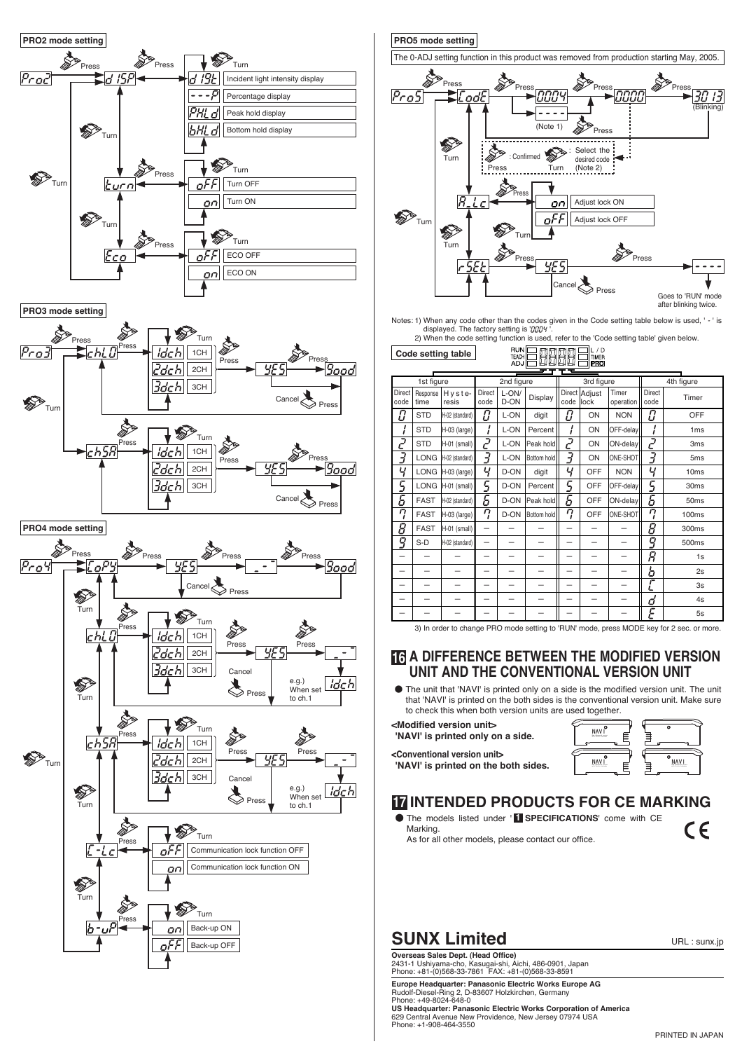**PRO2 mode setting**

Pro2 → Press → dISP → Press → dIGt / ---P / PHLd / bHLd (Turn)

- dIGt: Incident light intensity display
- ---P: Percentage display
- PHLd: Peak hold display
- bHLd: Bottom hold display

Turn → turn → Press → oFF / on (Turn)

- oFF: Turn OFF
- on: Turn ON

Turn → Eco → Press → oFF / on (Turn)

- oFF: ECO OFF
- on: ECO ON

**PRO3 mode setting**

Pro3 → Press → chLD → Press → 1dch / 2dch / 3dch (Turn) → Press → YES → Press → Good; Cancel Press

- 1dch: 1CH
- 2dch: 2CH
- 3dch: 3CH

Turn → chSA → Press → 1dch / 2dch / 3dch (Turn) → Press → YES → Press → Good; Cancel Press

- 1dch: 1CH
- 2dch: 2CH
- 3dch: 3CH

**PRO4 mode setting**

Pro4 → Press → CoPY → Press → YES → Press → - - → Press → Good; Cancel Press

Turn → chLD → Press → 1dch / 2dch / 3dch (Turn) → Press → YES → Press → - - → 1dch (e.g.) When set to ch.1; Cancel Press

- 1dch: 1CH
- 2dch: 2CH
- 3dch: 3CH

Turn → chSA → Press → 1dch / 2dch / 3dch (Turn) → Press → YES → Press → - - → 1dch (e.g.) When set to ch.1; Cancel Press

- 1dch: 1CH
- 2dch: 2CH
- 3dch: 3CH

Turn → C-Lc → Press → oFF / on (Turn)

- oFF: Communication lock function OFF
- on: Communication lock function ON

Turn → b-uP → Press → on / oFF (Turn)

- on: Back-up ON
- oFF: Back-up OFF

**PRO5 mode setting**

The 0-ADJ setting function in this product was removed from production starting May, 2005.

Pro5 → Press → CodE → Press → 0004 → Press → 0000 → Press → 3013 (Blinking)

- ---- (Note 1) Press
- Press : Confirmed; Turn : Select the desired code (Note 2)

Turn → A_Lc → Press → on / oFF (Turn)

- on: Adjust lock ON
- oFF: Adjust lock OFF

Turn → rSEt → Press → YES → Press → ---- (Goes to 'RUN' mode after blinking twice.); Cancel Press

Notes: 1) When any code other than the codes given in the Code setting table below is used, ' - ' is displayed. The factory setting is '0004'.
2) When the code setting function is used, refer to the 'Code setting table' given below.

**Code setting table**

| 1st figure | | | 2nd figure | | | 3rd figure | | | 4th figure | |
|---|---|---|---|---|---|---|---|---|---|---|
| Direct code | Response time | Hysteresis | Direct code | L-ON/ D-ON | Display | Direct code | Adjust lock | Timer operation | Direct code | Timer |
| 0 | STD | H-02 (standard) | 0 | L-ON | digit | 0 | ON | NON | 0 | OFF |
| 1 | STD | H-03 (large) | 1 | L-ON | Percent | 1 | ON | OFF-delay | 1 | 1ms |
| 2 | STD | H-01 (small) | 2 | L-ON | Peak hold | 2 | ON | ON-delay | 2 | 3ms |
| 3 | LONG | H-02 (standard) | 3 | L-ON | Bottom hold | 3 | ON | ONE-SHOT | 3 | 5ms |
| 4 | LONG | H-03 (large) | 4 | D-ON | digit | 4 | OFF | NON | 4 | 10ms |
| 5 | LONG | H-01 (small) | 5 | D-ON | Percent | 5 | OFF | OFF-delay | 5 | 30ms |
| 6 | FAST | H-02 (standard) | 6 | D-ON | Peak hold | 6 | OFF | ON-delay | 6 | 50ms |
| 7 | FAST | H-03 (large) | 7 | D-ON | Bottom hold | 7 | OFF | ONE-SHOT | 7 | 100ms |
| 8 | FAST | H-01 (small) | – | – | – | – | – | – | 8 | 300ms |
| 9 | S-D | H-02 (standard) | – | – | – | – | – | – | 9 | 500ms |
| – | – | – | – | – | – | – | – | – | A | 1s |
| – | – | – | – | – | – | – | – | – | b | 2s |
| – | – | – | – | – | – | – | – | – | C | 3s |
| – | – | – | – | – | – | – | – | – | d | 4s |
| – | – | – | – | – | – | – | – | – | E | 5s |

3) In order to change PRO mode setting to 'RUN' mode, press MODE key for 2 sec. or more.

## 16 A DIFFERENCE BETWEEN THE MODIFIED VERSION UNIT AND THE CONVENTIONAL VERSION UNIT

- The unit that 'NAVI' is printed only on a side is the modified version unit. The unit that 'NAVI' is printed on the both sides is the conventional version unit. Make sure to check this when both version units are used together.

**<Modified version unit>**
**'NAVI' is printed only on a side.**

**<Conventional version unit>**
**'NAVI' is printed on the both sides.**

## 17 INTENDED PRODUCTS FOR CE MARKING

- The models listed under '1 **SPECIFICATIONS**' come with CE Marking.
  As for all other models, please contact our office.

# SUNX Limited

URL : sunx.jp

**Overseas Sales Dept. (Head Office)**
2431-1 Ushiyama-cho, Kasugai-shi, Aichi, 486-0901, Japan
Phone: +81-(0)568-33-7861 FAX: +81-(0)568-33-8591

**Europe Headquarter: Panasonic Electric Works Europe AG**
Rudolf-Diesel-Ring 2, D-83607 Holzkirchen, Germany
Phone: +49-8024-648-0
**US Headquarter: Panasonic Electric Works Corporation of America**
629 Central Avenue New Providence, New Jersey 07974 USA
Phone: +1-908-464-3550

PRINTED IN JAPAN